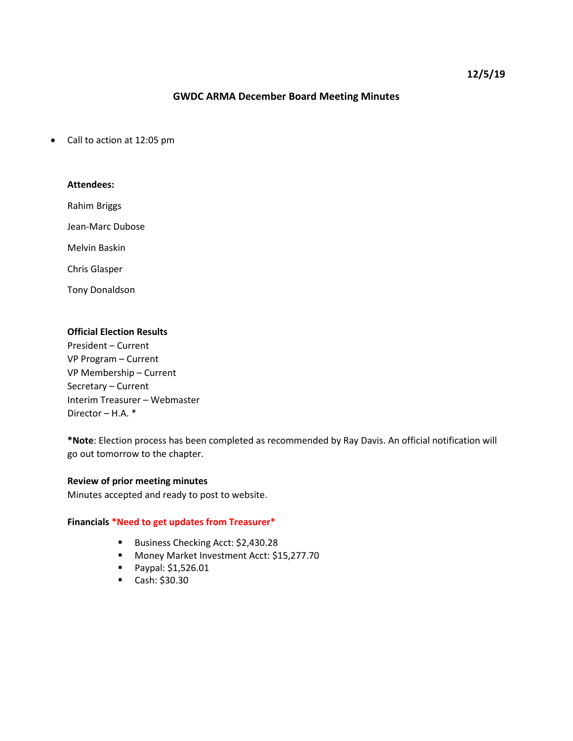**12/5/19**

# GWDC ARMA December Board Meeting Minutes

- Call to action at 12:05 pm

**Attendees:**

Rahim Briggs

Jean-Marc Dubose

Melvin Baskin

Chris Glasper

Tony Donaldson

**Official Election Results**

President – Current
VP Program – Current
VP Membership – Current
Secretary – Current
Interim Treasurer – Webmaster
Director – H.A. *

***Note**: Election process has been completed as recommended by Ray Davis. An official notification will go out tomorrow to the chapter.

**Review of prior meeting minutes**

Minutes accepted and ready to post to website.

**Financials** ***Need to get updates from Treasurer***

- Business Checking Acct: $2,430.28
- Money Market Investment Acct: $15,277.70
- Paypal: $1,526.01
- Cash: $30.30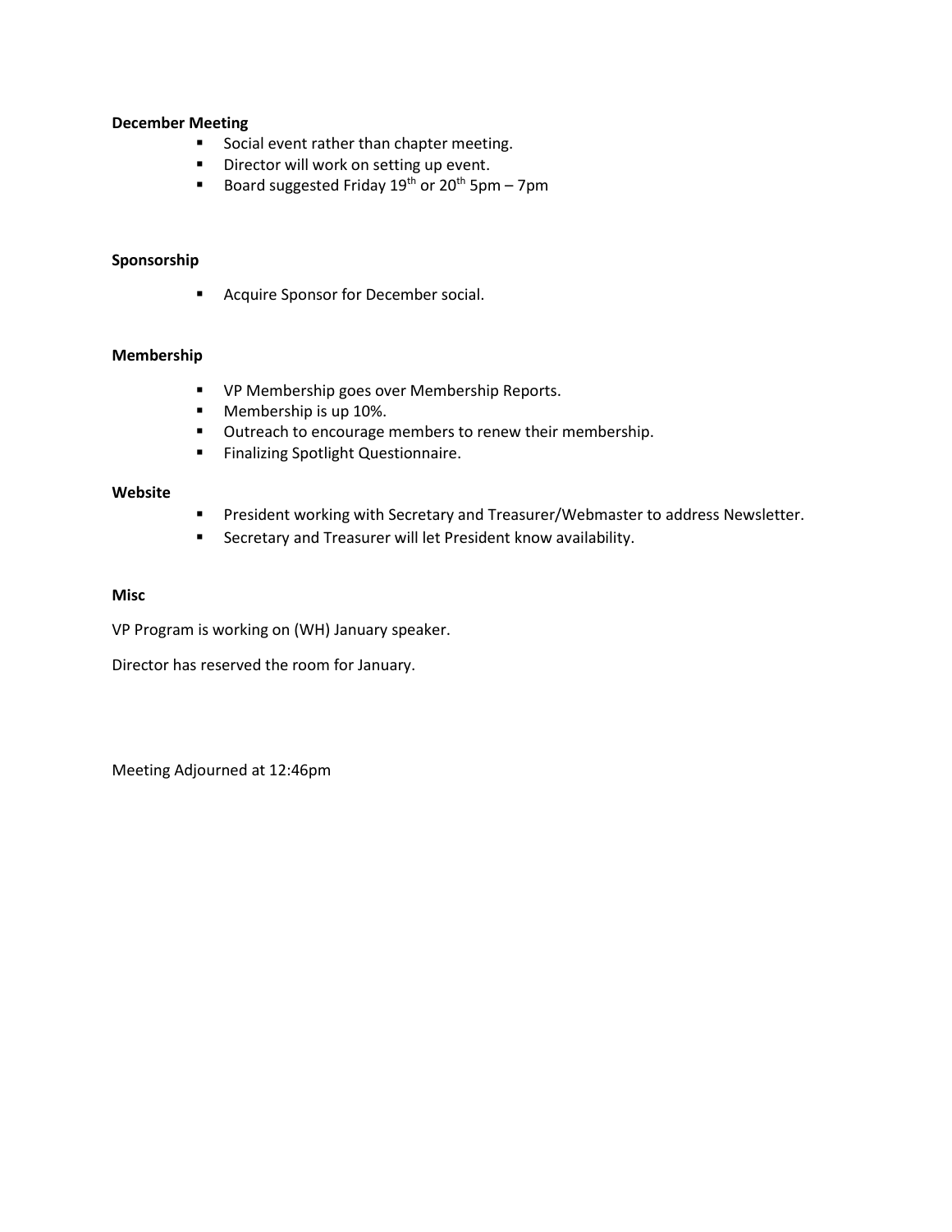**December Meeting**

- Social event rather than chapter meeting.
- Director will work on setting up event.
- Board suggested Friday 19th or 20th 5pm – 7pm

**Sponsorship**

- Acquire Sponsor for December social.

**Membership**

- VP Membership goes over Membership Reports.
- Membership is up 10%.
- Outreach to encourage members to renew their membership.
- Finalizing Spotlight Questionnaire.

**Website**

- President working with Secretary and Treasurer/Webmaster to address Newsletter.
- Secretary and Treasurer will let President know availability.

**Misc**

VP Program is working on (WH) January speaker.

Director has reserved the room for January.

Meeting Adjourned at 12:46pm